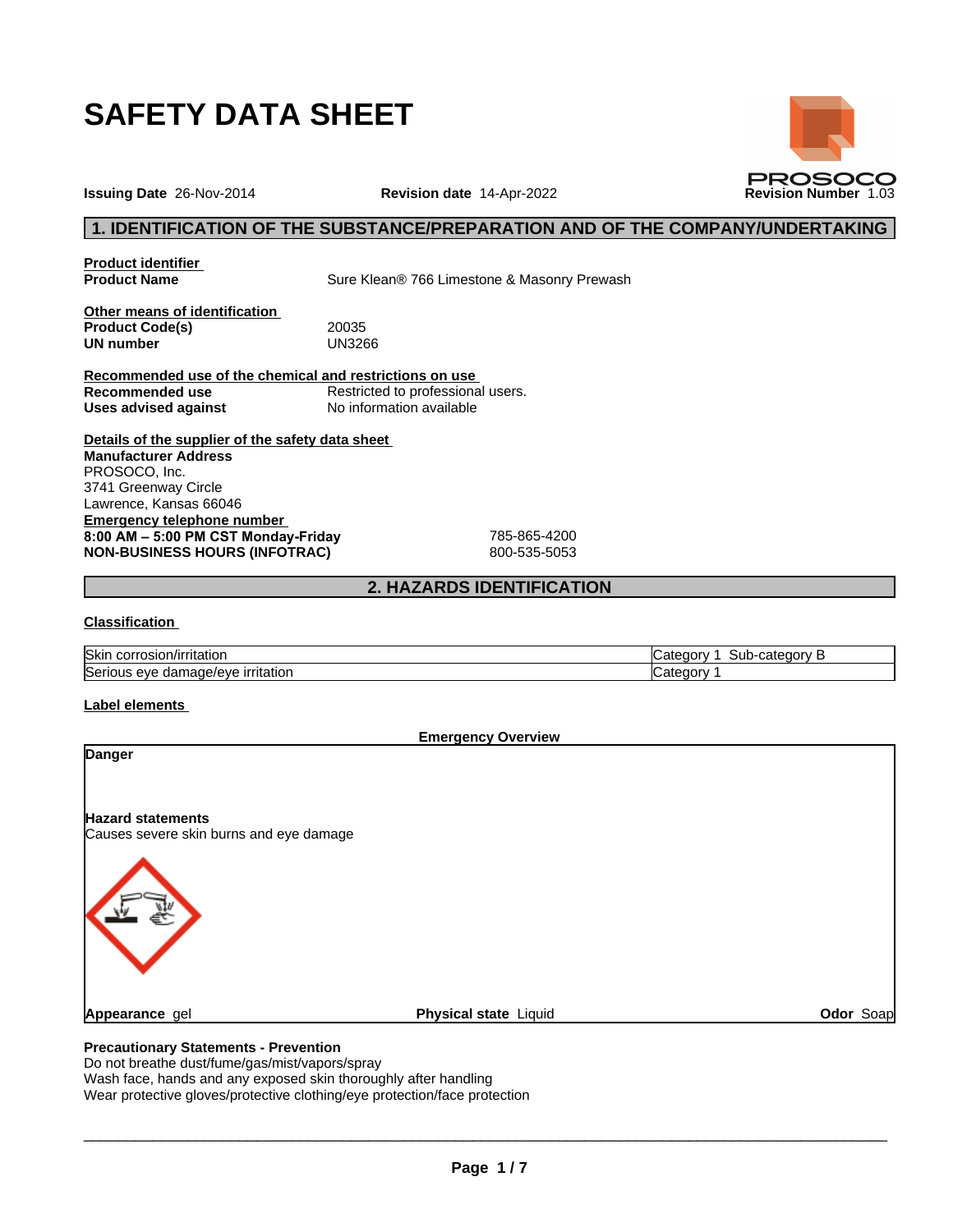# SAFETY DATA SHEET

**Issuing Date** 26-Nov-2014 **Revision date** 14-Apr-2022 **Revision Number** 1.03

PROSOCO

## 1. IDENTIFICATION OF THE SUBSTANCE/PREPARATION AND OF THE COMPANY/UNDERTAKING

**Product identifier**

**Product Name** Sure Klean® 766 Limestone & Masonry Prewash

**Other means of identification**

**Product Code(s)** 20035

**UN number** UN3266

**Recommended use of the chemical and restrictions on use**

**Recommended use** Restricted to professional users.

**Uses advised against** No information available

**Details of the supplier of the safety data sheet**

**Manufacturer Address**
PROSOCO, Inc.
3741 Greenway Circle
Lawrence, Kansas 66046

**Emergency telephone number**

**8:00 AM – 5:00 PM CST Monday-Friday** 785-865-4200

**NON-BUSINESS HOURS (INFOTRAC)** 800-535-5053

## 2. HAZARDS IDENTIFICATION

**Classification**

| | |
|---|---|
| Skin corrosion/irritation | Category 1 Sub-category B |
| Serious eye damage/eye irritation | Category 1 |

**Label elements**

**Emergency Overview**

**Danger**

**Hazard statements**
Causes severe skin burns and eye damage

**Appearance** gel **Physical state** Liquid **Odor** Soap

**Precautionary Statements - Prevention**
Do not breathe dust/fume/gas/mist/vapors/spray
Wash face, hands and any exposed skin thoroughly after handling
Wear protective gloves/protective clothing/eye protection/face protection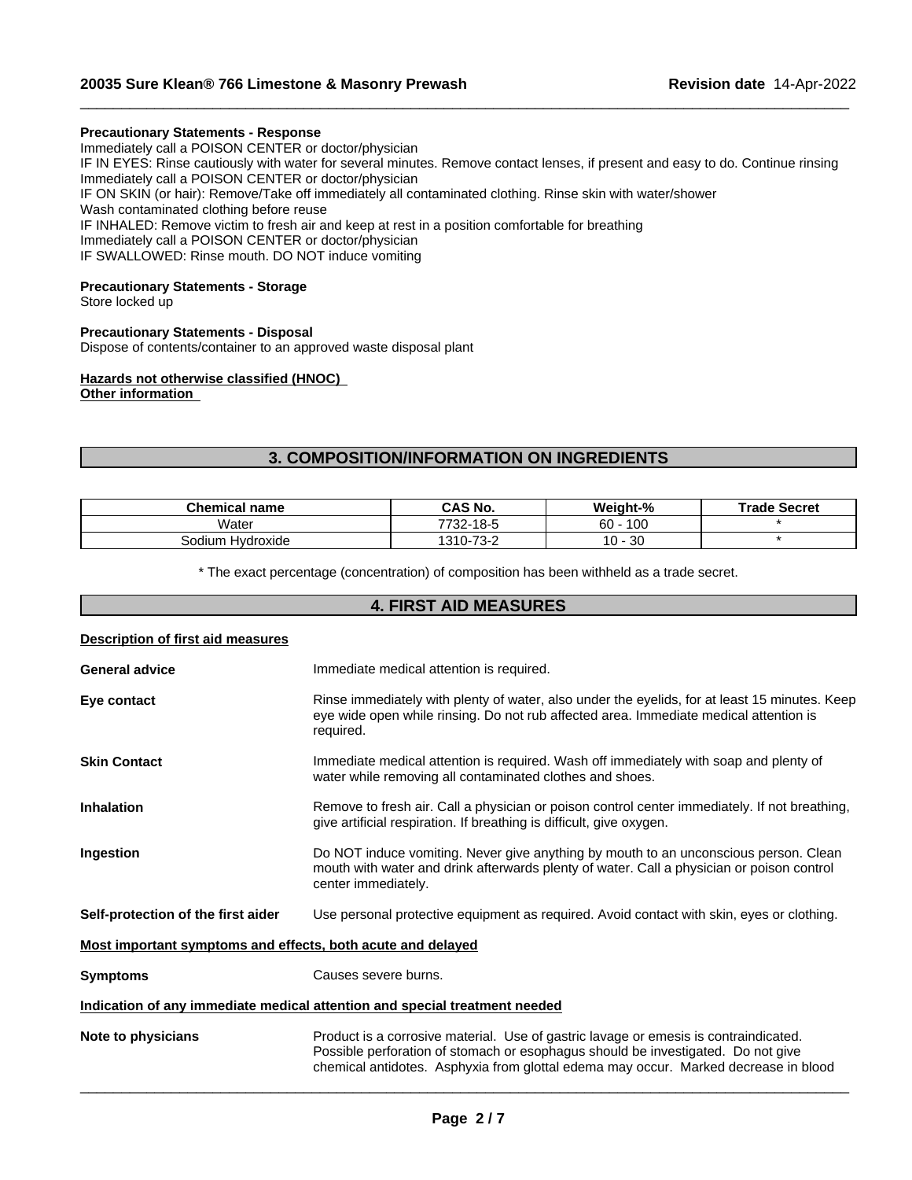**Precautionary Statements - Response**

Immediately call a POISON CENTER or doctor/physician
IF IN EYES: Rinse cautiously with water for several minutes. Remove contact lenses, if present and easy to do. Continue rinsing
Immediately call a POISON CENTER or doctor/physician
IF ON SKIN (or hair): Remove/Take off immediately all contaminated clothing. Rinse skin with water/shower
Wash contaminated clothing before reuse
IF INHALED: Remove victim to fresh air and keep at rest in a position comfortable for breathing
Immediately call a POISON CENTER or doctor/physician
IF SWALLOWED: Rinse mouth. DO NOT induce vomiting

**Precautionary Statements - Storage**

Store locked up

**Precautionary Statements - Disposal**

Dispose of contents/container to an approved waste disposal plant

**Hazards not otherwise classified (HNOC)**

**Other information**

## 3. COMPOSITION/INFORMATION ON INGREDIENTS

| Chemical name | CAS No. | Weight-% | Trade Secret |
|---|---|---|---|
| Water | 7732-18-5 | 60 - 100 | * |
| Sodium Hydroxide | 1310-73-2 | 10 - 30 | * |

* The exact percentage (concentration) of composition has been withheld as a trade secret.

## 4. FIRST AID MEASURES

**Description of first aid measures**

**General advice** Immediate medical attention is required.

**Eye contact** Rinse immediately with plenty of water, also under the eyelids, for at least 15 minutes. Keep eye wide open while rinsing. Do not rub affected area. Immediate medical attention is required.

**Skin Contact** Immediate medical attention is required. Wash off immediately with soap and plenty of water while removing all contaminated clothes and shoes.

**Inhalation** Remove to fresh air. Call a physician or poison control center immediately. If not breathing, give artificial respiration. If breathing is difficult, give oxygen.

**Ingestion** Do NOT induce vomiting. Never give anything by mouth to an unconscious person. Clean mouth with water and drink afterwards plenty of water. Call a physician or poison control center immediately.

**Self-protection of the first aider** Use personal protective equipment as required. Avoid contact with skin, eyes or clothing.

**Most important symptoms and effects, both acute and delayed**

**Symptoms** Causes severe burns.

**Indication of any immediate medical attention and special treatment needed**

**Note to physicians** Product is a corrosive material. Use of gastric lavage or emesis is contraindicated. Possible perforation of stomach or esophagus should be investigated. Do not give chemical antidotes. Asphyxia from glottal edema may occur. Marked decrease in blood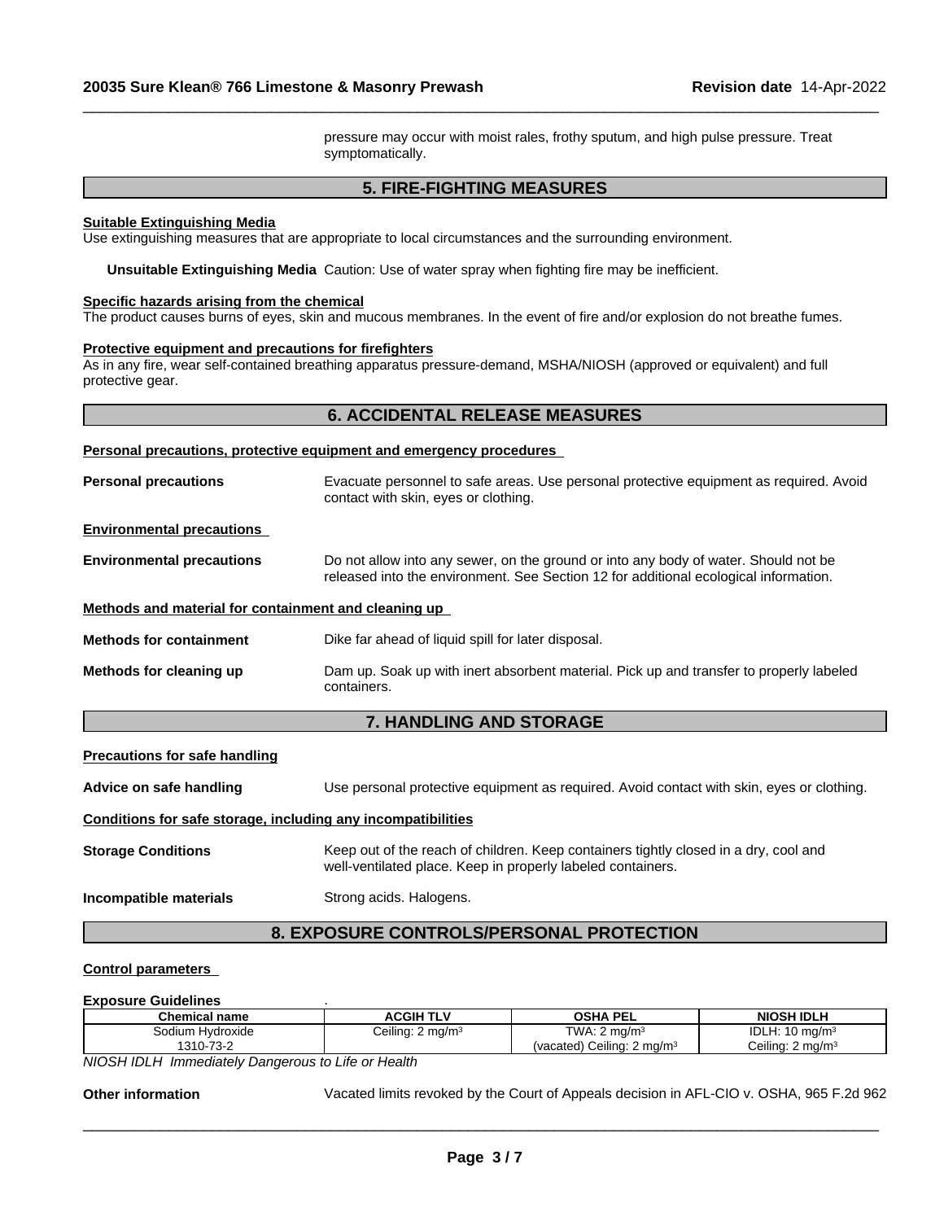pressure may occur with moist rales, frothy sputum, and high pulse pressure. Treat symptomatically.

## 5. FIRE-FIGHTING MEASURES

**Suitable Extinguishing Media**

Use extinguishing measures that are appropriate to local circumstances and the surrounding environment.

**Unsuitable Extinguishing Media** Caution: Use of water spray when fighting fire may be inefficient.

**Specific hazards arising from the chemical**

The product causes burns of eyes, skin and mucous membranes. In the event of fire and/or explosion do not breathe fumes.

**Protective equipment and precautions for firefighters**

As in any fire, wear self-contained breathing apparatus pressure-demand, MSHA/NIOSH (approved or equivalent) and full protective gear.

## 6. ACCIDENTAL RELEASE MEASURES

**Personal precautions, protective equipment and emergency procedures**

**Personal precautions** Evacuate personnel to safe areas. Use personal protective equipment as required. Avoid contact with skin, eyes or clothing.

**Environmental precautions**

**Environmental precautions** Do not allow into any sewer, on the ground or into any body of water. Should not be released into the environment. See Section 12 for additional ecological information.

**Methods and material for containment and cleaning up**

**Methods for containment** Dike far ahead of liquid spill for later disposal.

**Methods for cleaning up** Dam up. Soak up with inert absorbent material. Pick up and transfer to properly labeled containers.

## 7. HANDLING AND STORAGE

**Precautions for safe handling**

**Advice on safe handling** Use personal protective equipment as required. Avoid contact with skin, eyes or clothing.

**Conditions for safe storage, including any incompatibilities**

**Storage Conditions** Keep out of the reach of children. Keep containers tightly closed in a dry, cool and well-ventilated place. Keep in properly labeled containers.

**Incompatible materials** Strong acids. Halogens.

## 8. EXPOSURE CONTROLS/PERSONAL PROTECTION

**Control parameters**

**Exposure Guidelines** .

| Chemical name | ACGIH TLV | OSHA PEL | NIOSH IDLH |
|---|---|---|---|
| Sodium Hydroxide<br>1310-73-2 | Ceiling: 2 mg/m³ | TWA: 2 mg/m³<br>(vacated) Ceiling: 2 mg/m³ | IDLH: 10 mg/m³<br>Ceiling: 2 mg/m³ |

*NIOSH IDLH Immediately Dangerous to Life or Health*

**Other information** Vacated limits revoked by the Court of Appeals decision in AFL-CIO v. OSHA, 965 F.2d 962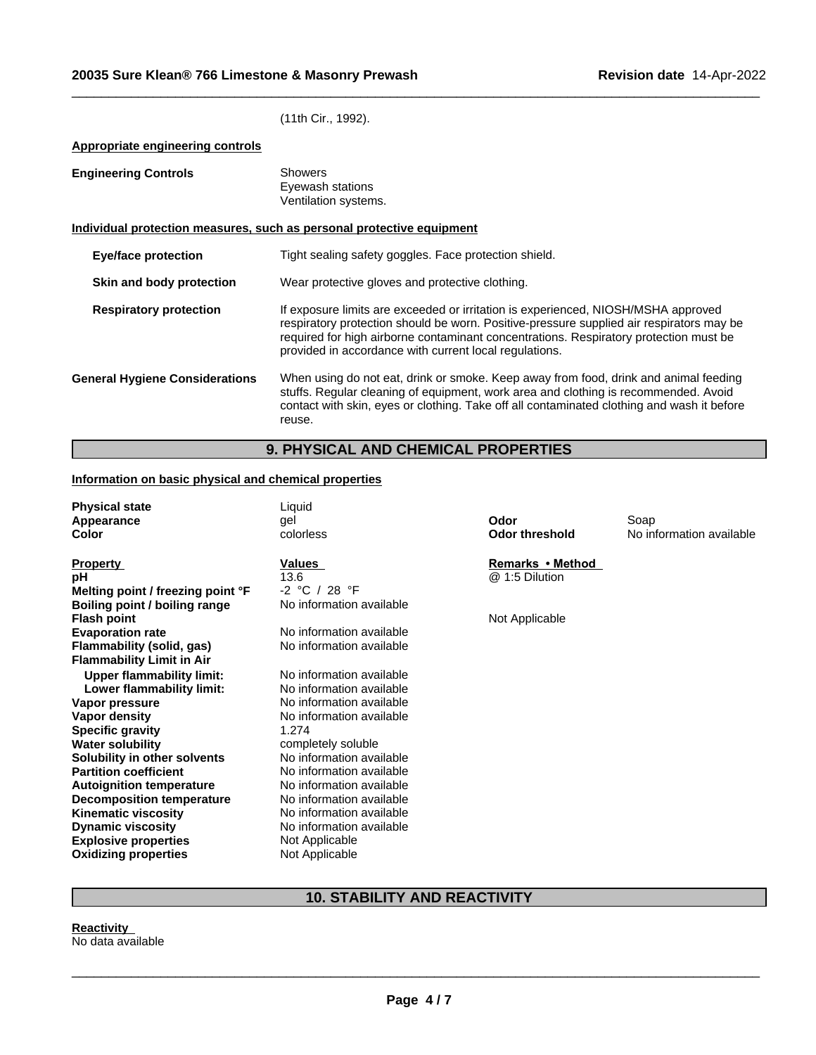(11th Cir., 1992).

**Appropriate engineering controls**

| | |
|---|---|
| **Engineering Controls** | Showers<br>Eyewash stations<br>Ventilation systems. |

**Individual protection measures, such as personal protective equipment**

| | |
|---|---|
| **Eye/face protection** | Tight sealing safety goggles. Face protection shield. |
| **Skin and body protection** | Wear protective gloves and protective clothing. |
| **Respiratory protection** | If exposure limits are exceeded or irritation is experienced, NIOSH/MSHA approved respiratory protection should be worn. Positive-pressure supplied air respirators may be required for high airborne contaminant concentrations. Respiratory protection must be provided in accordance with current local regulations. |
| **General Hygiene Considerations** | When using do not eat, drink or smoke. Keep away from food, drink and animal feeding stuffs. Regular cleaning of equipment, work area and clothing is recommended. Avoid contact with skin, eyes or clothing. Take off all contaminated clothing and wash it before reuse. |

## 9. PHYSICAL AND CHEMICAL PROPERTIES

**Information on basic physical and chemical properties**

| | | | |
|---|---|---|---|
| **Physical state** | Liquid | | |
| **Appearance** | gel | **Odor** | Soap |
| **Color** | colorless | **Odor threshold** | No information available |

| Property | Values | Remarks • Method |
|---|---|---|
| **pH** | 13.6 | @ 1:5 Dilution |
| **Melting point / freezing point °F** | -2 °C / 28 °F | |
| **Boiling point / boiling range** | No information available | |
| **Flash point** | | Not Applicable |
| **Evaporation rate** | No information available | |
| **Flammability (solid, gas)** | No information available | |
| **Flammability Limit in Air** | | |
| **Upper flammability limit:** | No information available | |
| **Lower flammability limit:** | No information available | |
| **Vapor pressure** | No information available | |
| **Vapor density** | No information available | |
| **Specific gravity** | 1.274 | |
| **Water solubility** | completely soluble | |
| **Solubility in other solvents** | No information available | |
| **Partition coefficient** | No information available | |
| **Autoignition temperature** | No information available | |
| **Decomposition temperature** | No information available | |
| **Kinematic viscosity** | No information available | |
| **Dynamic viscosity** | No information available | |
| **Explosive properties** | Not Applicable | |
| **Oxidizing properties** | Not Applicable | |

## 10. STABILITY AND REACTIVITY

**Reactivity**

No data available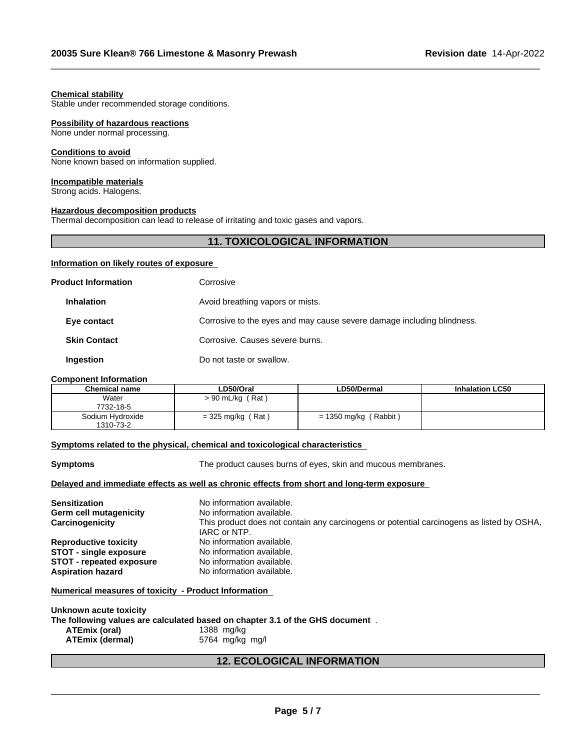**Chemical stability**
Stable under recommended storage conditions.

**Possibility of hazardous reactions**
None under normal processing.

**Conditions to avoid**
None known based on information supplied.

**Incompatible materials**
Strong acids. Halogens.

**Hazardous decomposition products**
Thermal decomposition can lead to release of irritating and toxic gases and vapors.

## 11. TOXICOLOGICAL INFORMATION

**Information on likely routes of exposure**

**Product Information** Corrosive

**Inhalation** Avoid breathing vapors or mists.

**Eye contact** Corrosive to the eyes and may cause severe damage including blindness.

**Skin Contact** Corrosive. Causes severe burns.

**Ingestion** Do not taste or swallow.

**Component Information**

| Chemical name | LD50/Oral | LD50/Dermal | Inhalation LC50 |
|---|---|---|---|
| Water<br>7732-18-5 | > 90 mL/kg ( Rat ) | | |
| Sodium Hydroxide<br>1310-73-2 | = 325 mg/kg ( Rat ) | = 1350 mg/kg ( Rabbit ) | |

**Symptoms related to the physical, chemical and toxicological characteristics**

**Symptoms** The product causes burns of eyes, skin and mucous membranes.

**Delayed and immediate effects as well as chronic effects from short and long-term exposure**

**Sensitization** No information available.
**Germ cell mutagenicity** No information available.
**Carcinogenicity** This product does not contain any carcinogens or potential carcinogens as listed by OSHA, IARC or NTP.
**Reproductive toxicity** No information available.
**STOT - single exposure** No information available.
**STOT - repeated exposure** No information available.
**Aspiration hazard** No information available.

**Numerical measures of toxicity - Product Information**

**Unknown acute toxicity**
**The following values are calculated based on chapter 3.1 of the GHS document** .
**ATEmix (oral)** 1388 mg/kg
**ATEmix (dermal)** 5764 mg/kg mg/l

## 12. ECOLOGICAL INFORMATION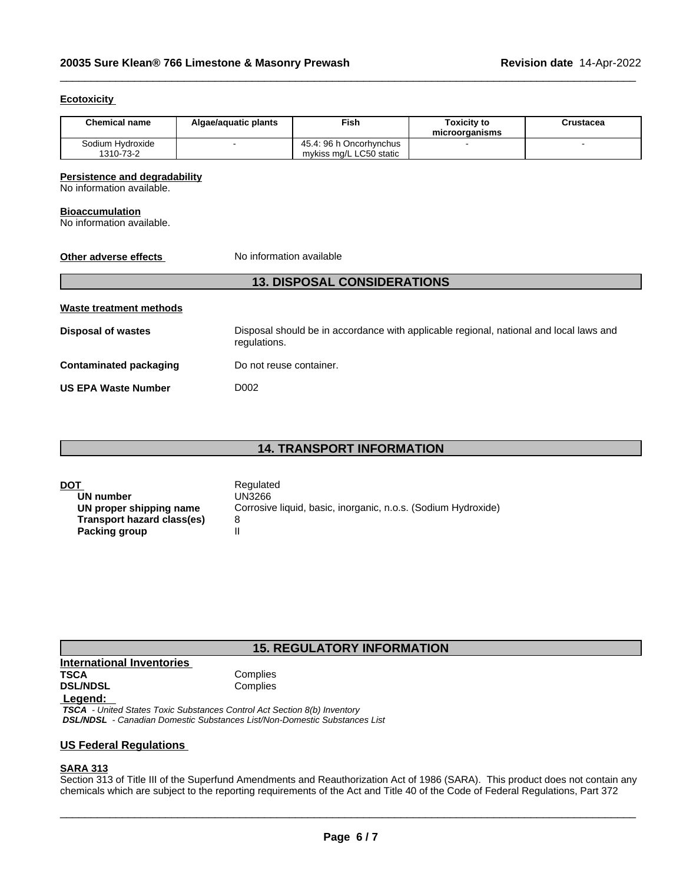**Ecotoxicity**

| Chemical name | Algae/aquatic plants | Fish | Toxicity to microorganisms | Crustacea |
|---|---|---|---|---|
| Sodium Hydroxide 1310-73-2 | - | 45.4: 96 h Oncorhynchus mykiss mg/L LC50 static | - | - |

**Persistence and degradability**
No information available.

**Bioaccumulation**
No information available.

**Other adverse effects** No information available

## 13. DISPOSAL CONSIDERATIONS

**Waste treatment methods**

**Disposal of wastes** Disposal should be in accordance with applicable regional, national and local laws and regulations.

**Contaminated packaging** Do not reuse container.

**US EPA Waste Number** D002

## 14. TRANSPORT INFORMATION

**DOT** Regulated
**UN number** UN3266
**UN proper shipping name** Corrosive liquid, basic, inorganic, n.o.s. (Sodium Hydroxide)
**Transport hazard class(es)** 8
**Packing group** II

## 15. REGULATORY INFORMATION

**International Inventories**
**TSCA** Complies
**DSL/NDSL** Complies

**Legend:**
*TSCA - United States Toxic Substances Control Act Section 8(b) Inventory*
*DSL/NDSL - Canadian Domestic Substances List/Non-Domestic Substances List*

**US Federal Regulations**

**SARA 313**
Section 313 of Title III of the Superfund Amendments and Reauthorization Act of 1986 (SARA). This product does not contain any chemicals which are subject to the reporting requirements of the Act and Title 40 of the Code of Federal Regulations, Part 372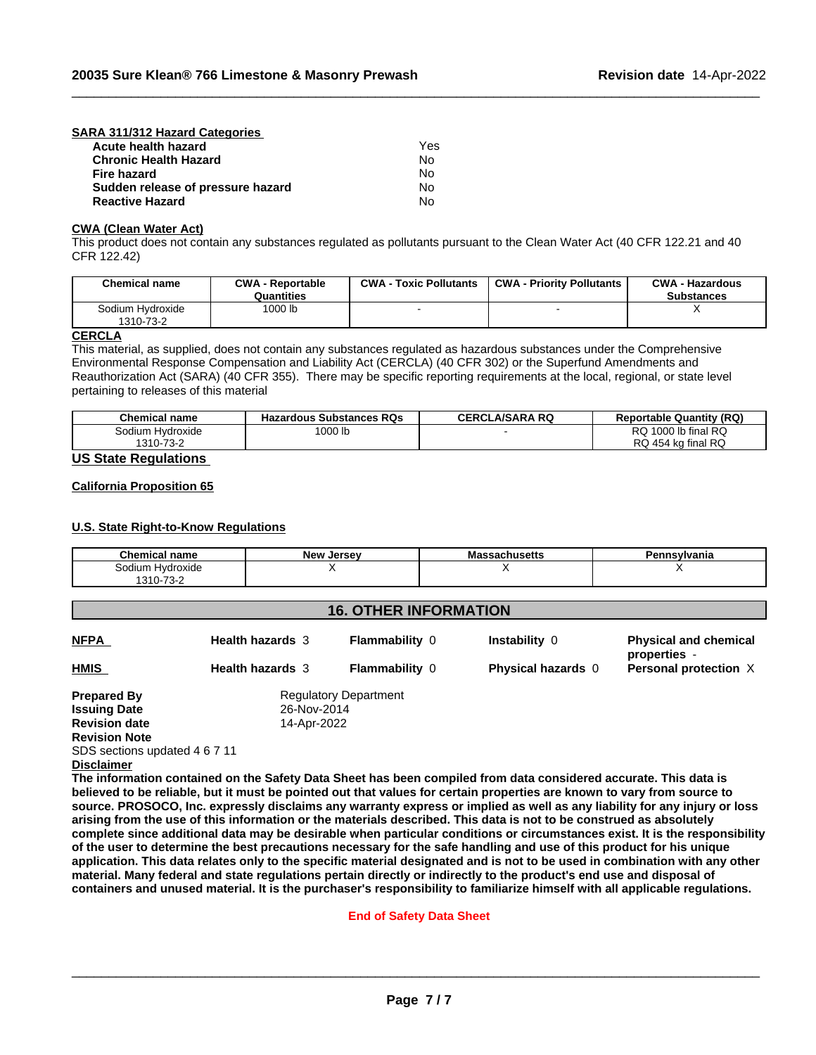#### SARA 311/312 Hazard Categories

| | |
|---|---|
| **Acute health hazard** | Yes |
| **Chronic Health Hazard** | No |
| **Fire hazard** | No |
| **Sudden release of pressure hazard** | No |
| **Reactive Hazard** | No |

#### CWA (Clean Water Act)

This product does not contain any substances regulated as pollutants pursuant to the Clean Water Act (40 CFR 122.21 and 40 CFR 122.42)

| Chemical name | CWA - Reportable Quantities | CWA - Toxic Pollutants | CWA - Priority Pollutants | CWA - Hazardous Substances |
|---|---|---|---|---|
| Sodium Hydroxide 1310-73-2 | 1000 lb | - | - | X |

#### CERCLA

This material, as supplied, does not contain any substances regulated as hazardous substances under the Comprehensive Environmental Response Compensation and Liability Act (CERCLA) (40 CFR 302) or the Superfund Amendments and Reauthorization Act (SARA) (40 CFR 355). There may be specific reporting requirements at the local, regional, or state level pertaining to releases of this material

| Chemical name | Hazardous Substances RQs | CERCLA/SARA RQ | Reportable Quantity (RQ) |
|---|---|---|---|
| Sodium Hydroxide 1310-73-2 | 1000 lb | - | RQ 1000 lb final RQ<br>RQ 454 kg final RQ |

### US State Regulations

#### California Proposition 65

#### U.S. State Right-to-Know Regulations

| Chemical name | New Jersey | Massachusetts | Pennsylvania |
|---|---|---|---|
| Sodium Hydroxide 1310-73-2 | X | X | X |

## 16. OTHER INFORMATION

| | | | | |
|---|---|---|---|---|
| **NFPA** | **Health hazards** 3 | **Flammability** 0 | **Instability** 0 | **Physical and chemical properties** - |
| **HMIS** | **Health hazards** 3 | **Flammability** 0 | **Physical hazards** 0 | **Personal protection** X |

**Prepared By** Regulatory Department
**Issuing Date** 26-Nov-2014
**Revision date** 14-Apr-2022
**Revision Note**
SDS sections updated 4 6 7 11

**Disclaimer**

**The information contained on the Safety Data Sheet has been compiled from data considered accurate. This data is believed to be reliable, but it must be pointed out that values for certain properties are known to vary from source to source. PROSOCO, Inc. expressly disclaims any warranty express or implied as well as any liability for any injury or loss arising from the use of this information or the materials described. This data is not to be construed as absolutely complete since additional data may be desirable when particular conditions or circumstances exist. It is the responsibility of the user to determine the best precautions necessary for the safe handling and use of this product for his unique application. This data relates only to the specific material designated and is not to be used in combination with any other material. Many federal and state regulations pertain directly or indirectly to the product's end use and disposal of containers and unused material. It is the purchaser's responsibility to familiarize himself with all applicable regulations.**

**End of Safety Data Sheet**